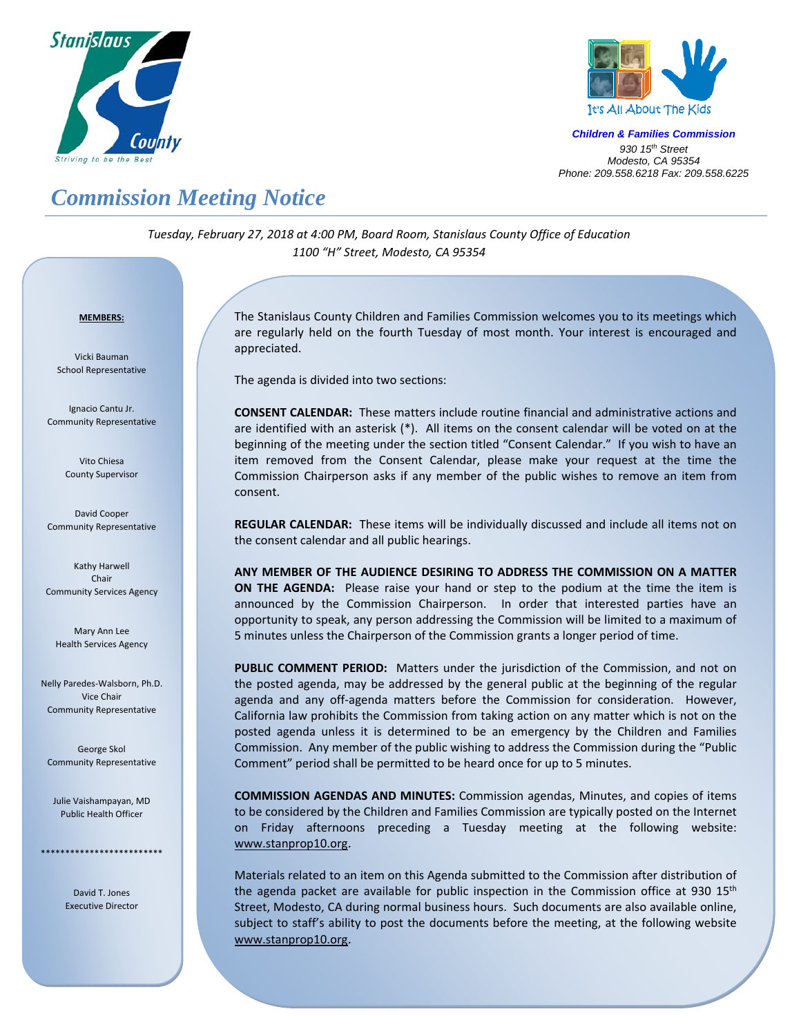Stanislaus County
Striving to be the Best

It's All About The Kids

***Children & Families Commission***
*930 15th Street*
*Modesto, CA 95354*
*Phone: 209.558.6218 Fax: 209.558.6225*

# Commission Meeting Notice

*Tuesday, February 27, 2018 at 4:00 PM, Board Room, Stanislaus County Office of Education*
*1100 "H" Street, Modesto, CA 95354*

**MEMBERS:**

Vicki Bauman
School Representative

Ignacio Cantu Jr.
Community Representative

Vito Chiesa
County Supervisor

David Cooper
Community Representative

Kathy Harwell
Chair
Community Services Agency

Mary Ann Lee
Health Services Agency

Nelly Paredes-Walsborn, Ph.D.
Vice Chair
Community Representative

George Skol
Community Representative

Julie Vaishampayan, MD
Public Health Officer

*************************

David T. Jones
Executive Director

The Stanislaus County Children and Families Commission welcomes you to its meetings which are regularly held on the fourth Tuesday of most month. Your interest is encouraged and appreciated.

The agenda is divided into two sections:

**CONSENT CALENDAR:** These matters include routine financial and administrative actions and are identified with an asterisk (*). All items on the consent calendar will be voted on at the beginning of the meeting under the section titled "Consent Calendar." If you wish to have an item removed from the Consent Calendar, please make your request at the time the Commission Chairperson asks if any member of the public wishes to remove an item from consent.

**REGULAR CALENDAR:** These items will be individually discussed and include all items not on the consent calendar and all public hearings.

**ANY MEMBER OF THE AUDIENCE DESIRING TO ADDRESS THE COMMISSION ON A MATTER ON THE AGENDA:** Please raise your hand or step to the podium at the time the item is announced by the Commission Chairperson. In order that interested parties have an opportunity to speak, any person addressing the Commission will be limited to a maximum of 5 minutes unless the Chairperson of the Commission grants a longer period of time.

**PUBLIC COMMENT PERIOD:** Matters under the jurisdiction of the Commission, and not on the posted agenda, may be addressed by the general public at the beginning of the regular agenda and any off-agenda matters before the Commission for consideration. However, California law prohibits the Commission from taking action on any matter which is not on the posted agenda unless it is determined to be an emergency by the Children and Families Commission. Any member of the public wishing to address the Commission during the "Public Comment" period shall be permitted to be heard once for up to 5 minutes.

**COMMISSION AGENDAS AND MINUTES:** Commission agendas, Minutes, and copies of items to be considered by the Children and Families Commission are typically posted on the Internet on Friday afternoons preceding a Tuesday meeting at the following website: www.stanprop10.org.

Materials related to an item on this Agenda submitted to the Commission after distribution of the agenda packet are available for public inspection in the Commission office at 930 15th Street, Modesto, CA during normal business hours. Such documents are also available online, subject to staff's ability to post the documents before the meeting, at the following website www.stanprop10.org.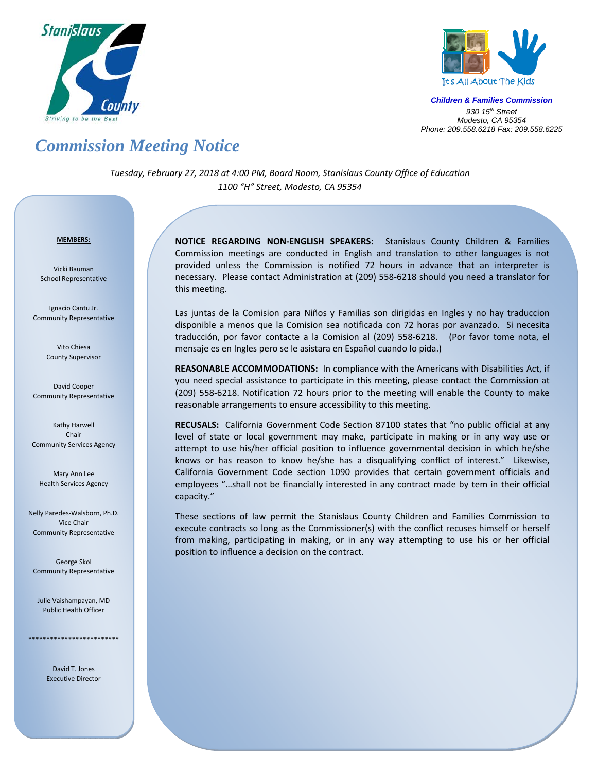Stanislaus County
Striving to be the Best

It's All About The Kids

***Children & Families Commission***
*930 15th Street*
*Modesto, CA 95354*
*Phone: 209.558.6218 Fax: 209.558.6225*

# *Commission Meeting Notice*

*Tuesday, February 27, 2018 at 4:00 PM, Board Room, Stanislaus County Office of Education*
*1100 "H" Street, Modesto, CA 95354*

**MEMBERS:**

Vicki Bauman
School Representative

Ignacio Cantu Jr.
Community Representative

Vito Chiesa
County Supervisor

David Cooper
Community Representative

Kathy Harwell
Chair
Community Services Agency

Mary Ann Lee
Health Services Agency

Nelly Paredes-Walsborn, Ph.D.
Vice Chair
Community Representative

George Skol
Community Representative

Julie Vaishampayan, MD
Public Health Officer

*************************

David T. Jones
Executive Director

**NOTICE REGARDING NON-ENGLISH SPEAKERS:** Stanislaus County Children & Families Commission meetings are conducted in English and translation to other languages is not provided unless the Commission is notified 72 hours in advance that an interpreter is necessary. Please contact Administration at (209) 558-6218 should you need a translator for this meeting.

Las juntas de la Comision para Niños y Familias son dirigidas en Ingles y no hay traduccion disponible a menos que la Comision sea notificada con 72 horas por avanzado. Si necesita traducción, por favor contacte a la Comision al (209) 558-6218. (Por favor tome nota, el mensaje es en Ingles pero se le asistara en Español cuando lo pida.)

**REASONABLE ACCOMMODATIONS:** In compliance with the Americans with Disabilities Act, if you need special assistance to participate in this meeting, please contact the Commission at (209) 558-6218. Notification 72 hours prior to the meeting will enable the County to make reasonable arrangements to ensure accessibility to this meeting.

**RECUSALS:** California Government Code Section 87100 states that "no public official at any level of state or local government may make, participate in making or in any way use or attempt to use his/her official position to influence governmental decision in which he/she knows or has reason to know he/she has a disqualifying conflict of interest." Likewise, California Government Code section 1090 provides that certain government officials and employees "…shall not be financially interested in any contract made by tem in their official capacity."

These sections of law permit the Stanislaus County Children and Families Commission to execute contracts so long as the Commissioner(s) with the conflict recuses himself or herself from making, participating in making, or in any way attempting to use his or her official position to influence a decision on the contract.